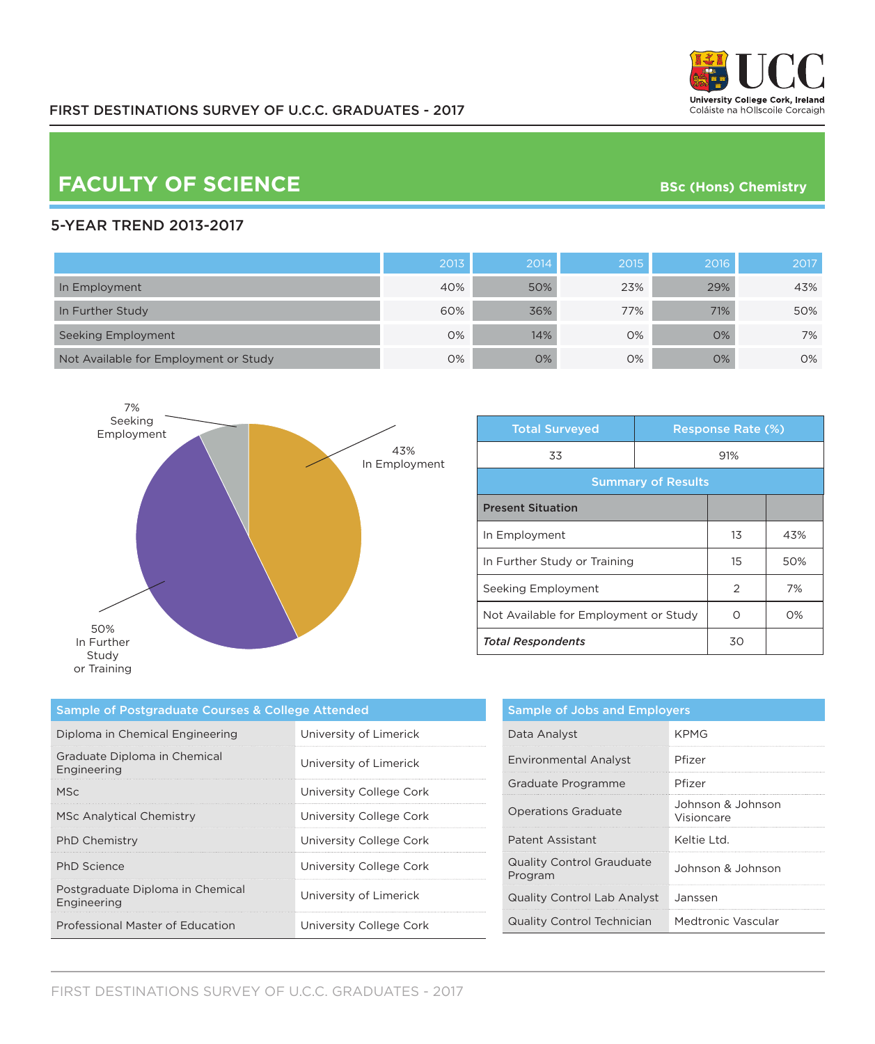FIRST DESTINATIONS SURVEY OF U.C.C. GRADUATES - 2017

# FACULTY OF SCIENCE

**BSc (Hons) Chemistry**

## 5-YEAR TREND 2013-2017

| | 2013 | 2014 | 2015 | 2016 | 2017 |
|---|---|---|---|---|---|
| In Employment | 40% | 50% | 23% | 29% | 43% |
| In Further Study | 60% | 36% | 77% | 71% | 50% |
| Seeking Employment | 0% | 14% | 0% | 0% | 7% |
| Not Available for Employment or Study | 0% | 0% | 0% | 0% | 0% |

7% Seeking Employment

43% In Employment

50% In Further Study or Training

| Total Surveyed | Response Rate (%) |
|---|---|
| 33 | 91% |

**Summary of Results**

| Present Situation | | |
|---|---|---|
| In Employment | 13 | 43% |
| In Further Study or Training | 15 | 50% |
| Seeking Employment | 2 | 7% |
| Not Available for Employment or Study | 0 | 0% |
| ***Total Respondents*** | 30 | |

| Sample of Postgraduate Courses & College Attended | |
|---|---|
| Diploma in Chemical Engineering | University of Limerick |
| Graduate Diploma in Chemical Engineering | University of Limerick |
| MSc | University College Cork |
| MSc Analytical Chemistry | University College Cork |
| PhD Chemistry | University College Cork |
| PhD Science | University College Cork |
| Postgraduate Diploma in Chemical Engineering | University of Limerick |
| Professional Master of Education | University College Cork |

| Sample of Jobs and Employers | |
|---|---|
| Data Analyst | KPMG |
| Environmental Analyst | Pfizer |
| Graduate Programme | Pfizer |
| Operations Graduate | Johnson & Johnson Visioncare |
| Patent Assistant | Keltie Ltd. |
| Quality Control Grauduate Program | Johnson & Johnson |
| Quality Control Lab Analyst | Janssen |
| Quality Control Technician | Medtronic Vascular |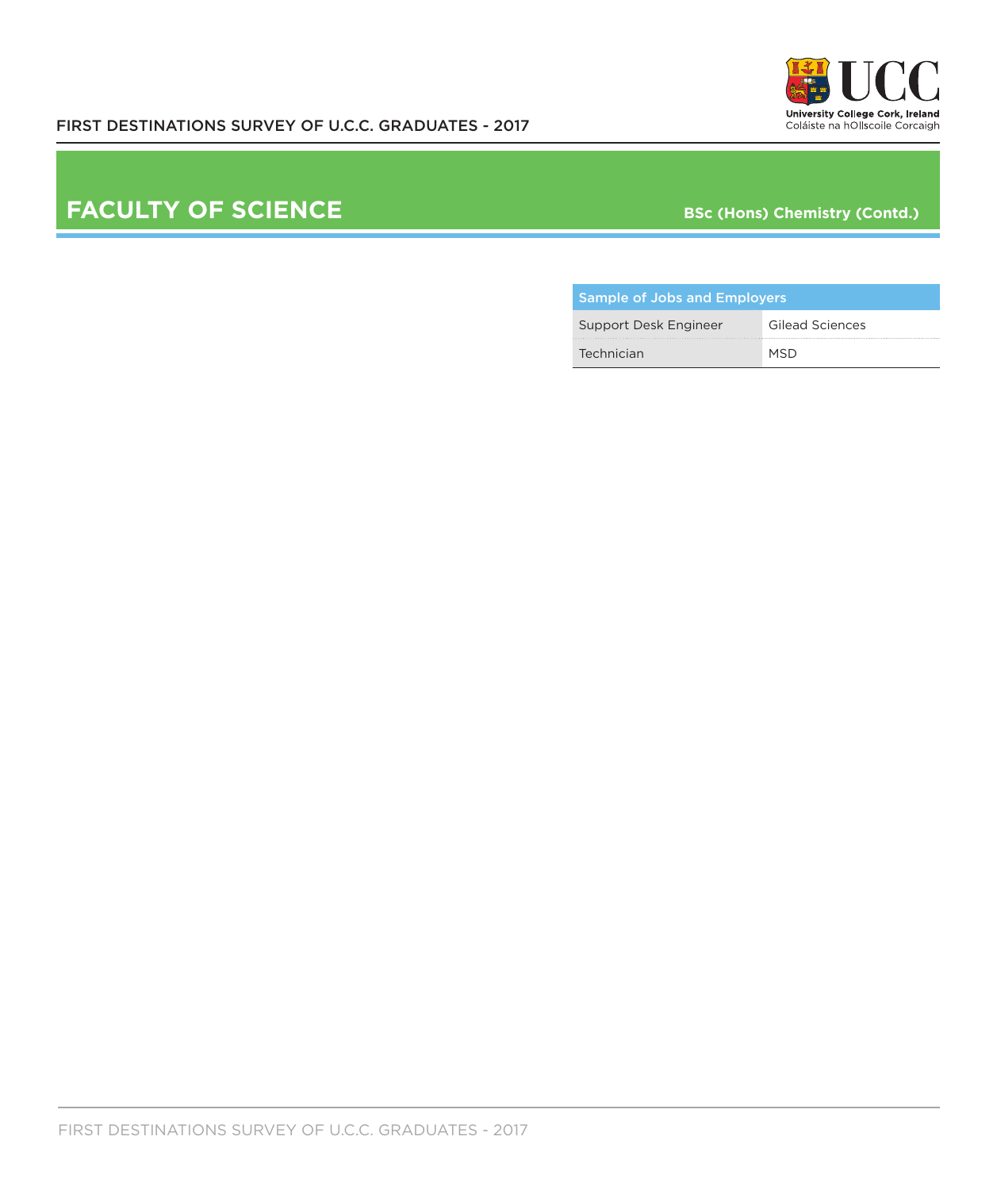# FACULTY OF SCIENCE

## BSc (Hons) Chemistry (Contd.)

| Sample of Jobs and Employers | |
|---|---|
| Support Desk Engineer | Gilead Sciences |
| Technician | MSD |